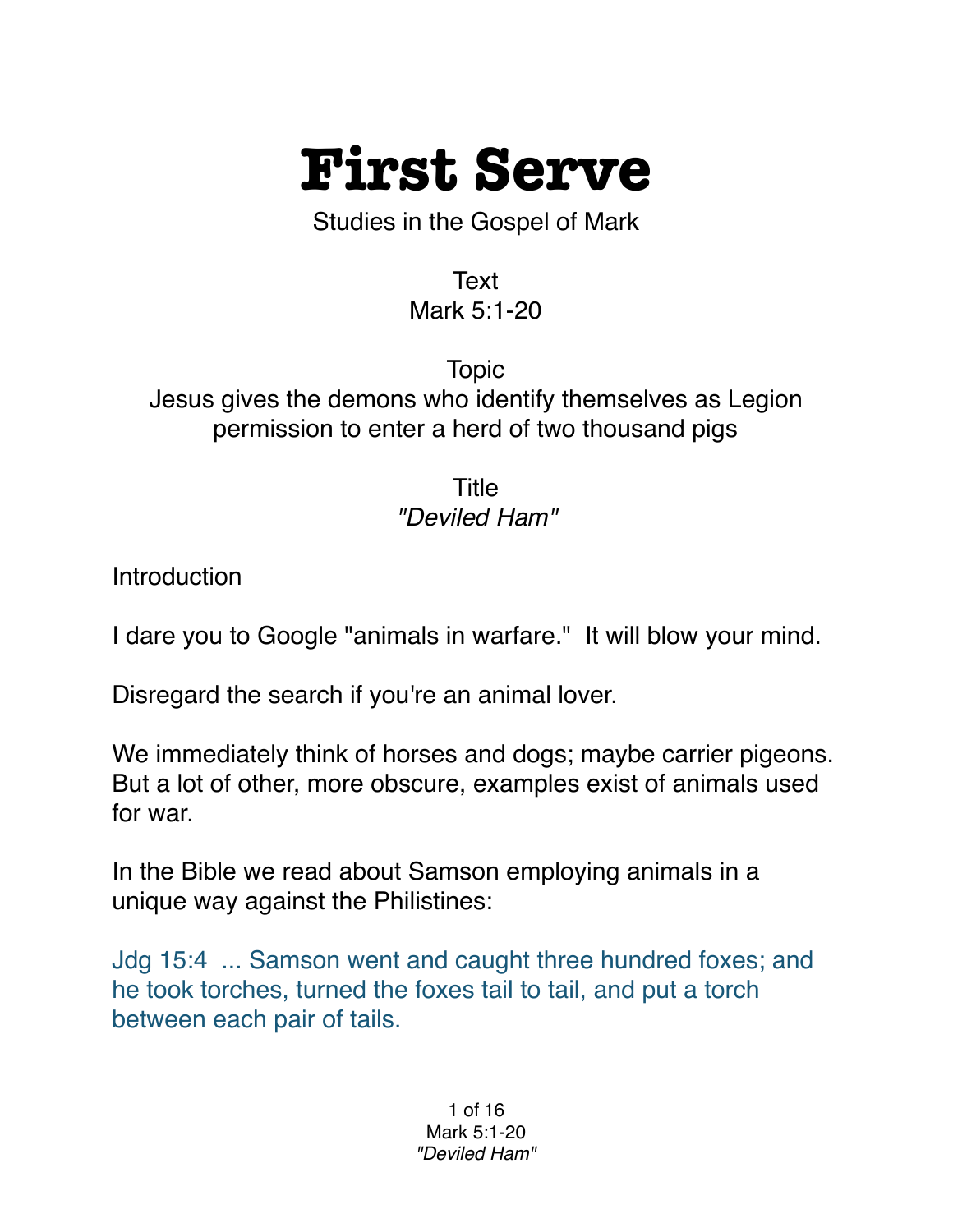# First Serve

Studies in the Gospel of Mark

Text
Mark 5:1-20

Topic
Jesus gives the demons who identify themselves as Legion permission to enter a herd of two thousand pigs

Title
*"Deviled Ham"*

Introduction

I dare you to Google "animals in warfare." It will blow your mind.

Disregard the search if you're an animal lover.

We immediately think of horses and dogs; maybe carrier pigeons. But a lot of other, more obscure, examples exist of animals used for war.

In the Bible we read about Samson employing animals in a unique way against the Philistines:

Jdg 15:4 ... Samson went and caught three hundred foxes; and he took torches, turned the foxes tail to tail, and put a torch between each pair of tails.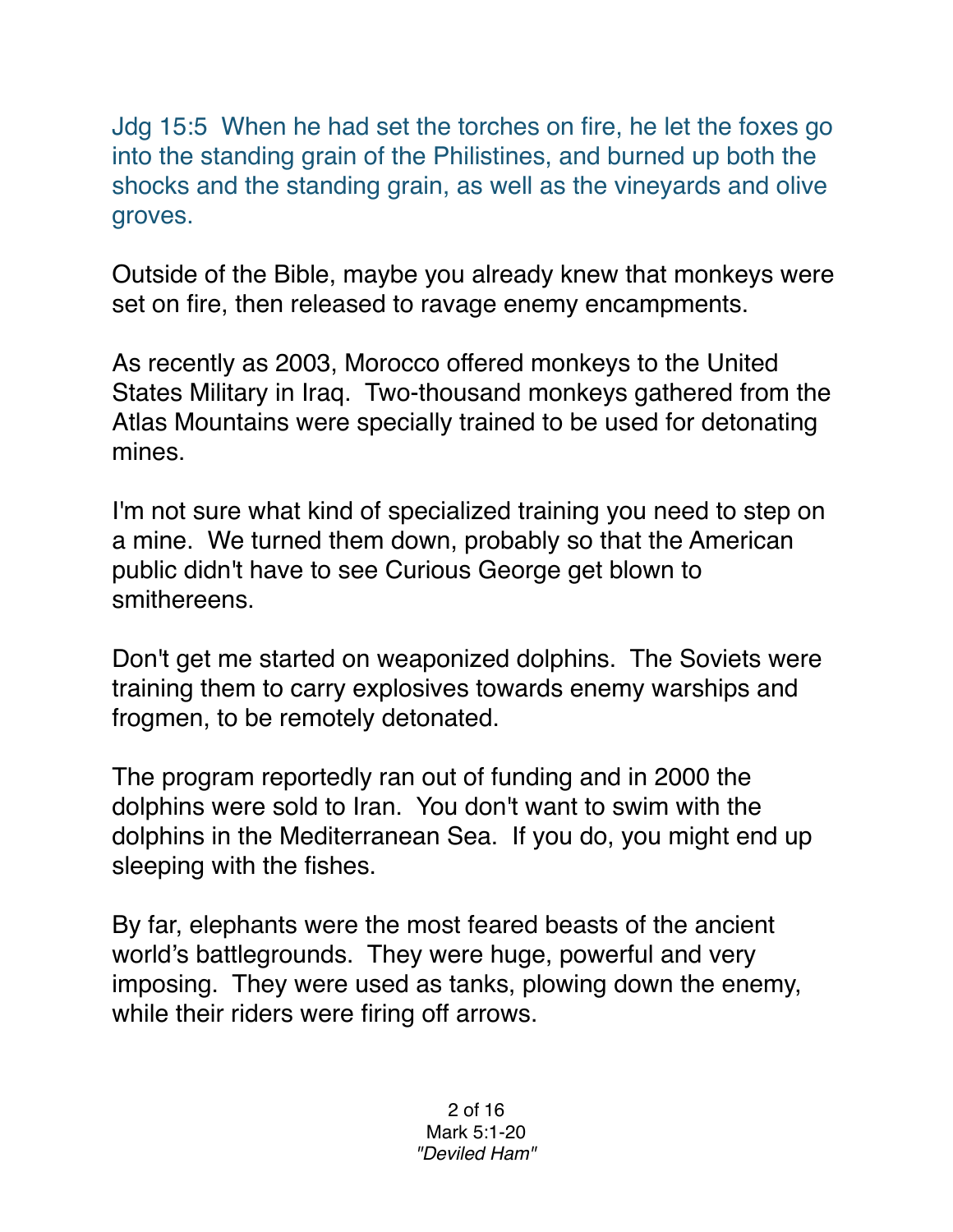Jdg 15:5 When he had set the torches on fire, he let the foxes go into the standing grain of the Philistines, and burned up both the shocks and the standing grain, as well as the vineyards and olive groves.

Outside of the Bible, maybe you already knew that monkeys were set on fire, then released to ravage enemy encampments.

As recently as 2003, Morocco offered monkeys to the United States Military in Iraq. Two-thousand monkeys gathered from the Atlas Mountains were specially trained to be used for detonating mines.

I'm not sure what kind of specialized training you need to step on a mine. We turned them down, probably so that the American public didn't have to see Curious George get blown to smithereens.

Don't get me started on weaponized dolphins. The Soviets were training them to carry explosives towards enemy warships and frogmen, to be remotely detonated.

The program reportedly ran out of funding and in 2000 the dolphins were sold to Iran. You don't want to swim with the dolphins in the Mediterranean Sea. If you do, you might end up sleeping with the fishes.

By far, elephants were the most feared beasts of the ancient world's battlegrounds. They were huge, powerful and very imposing. They were used as tanks, plowing down the enemy, while their riders were firing off arrows.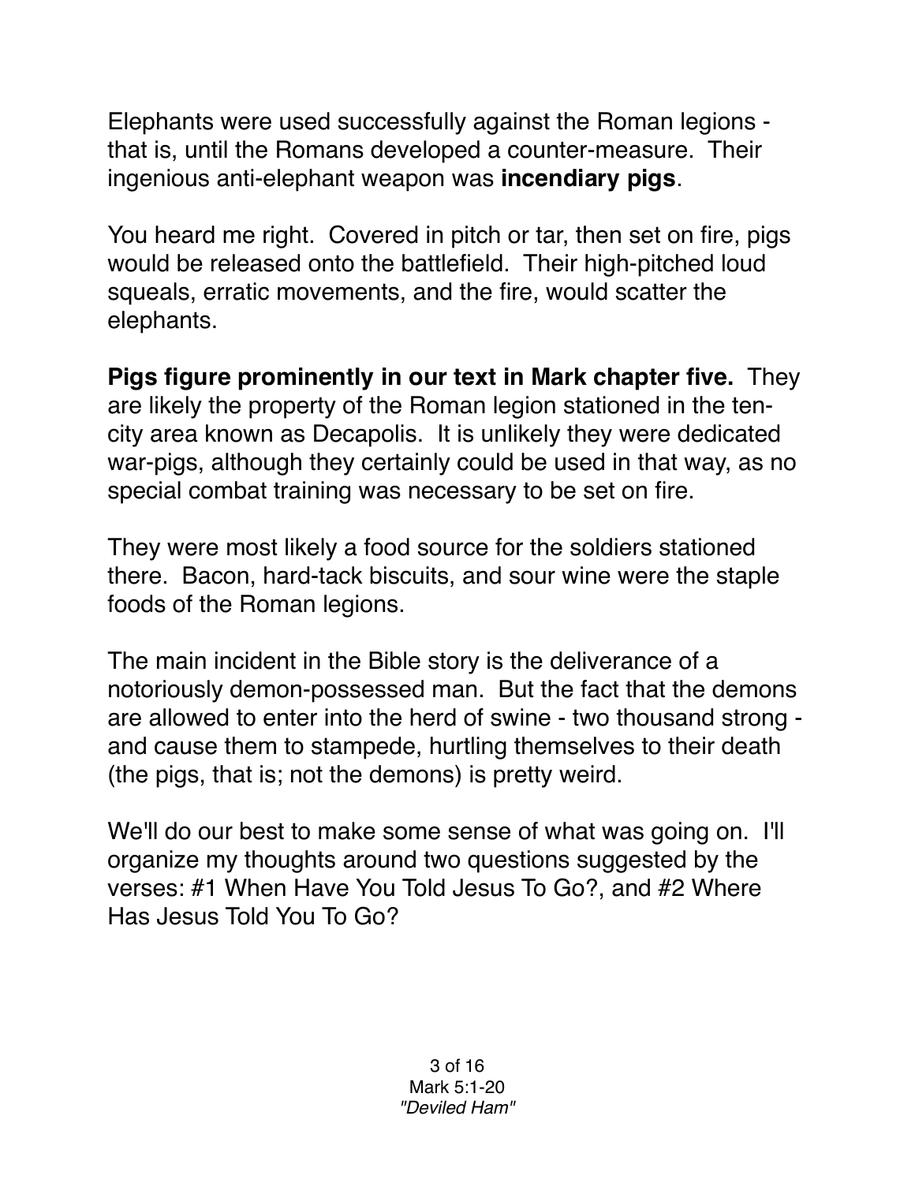Elephants were used successfully against the Roman legions - that is, until the Romans developed a counter-measure. Their ingenious anti-elephant weapon was **incendiary pigs**.

You heard me right. Covered in pitch or tar, then set on fire, pigs would be released onto the battlefield. Their high-pitched loud squeals, erratic movements, and the fire, would scatter the elephants.

**Pigs figure prominently in our text in Mark chapter five.** They are likely the property of the Roman legion stationed in the ten-city area known as Decapolis. It is unlikely they were dedicated war-pigs, although they certainly could be used in that way, as no special combat training was necessary to be set on fire.

They were most likely a food source for the soldiers stationed there. Bacon, hard-tack biscuits, and sour wine were the staple foods of the Roman legions.

The main incident in the Bible story is the deliverance of a notoriously demon-possessed man. But the fact that the demons are allowed to enter into the herd of swine - two thousand strong - and cause them to stampede, hurtling themselves to their death (the pigs, that is; not the demons) is pretty weird.

We'll do our best to make some sense of what was going on. I'll organize my thoughts around two questions suggested by the verses: #1 When Have You Told Jesus To Go?, and #2 Where Has Jesus Told You To Go?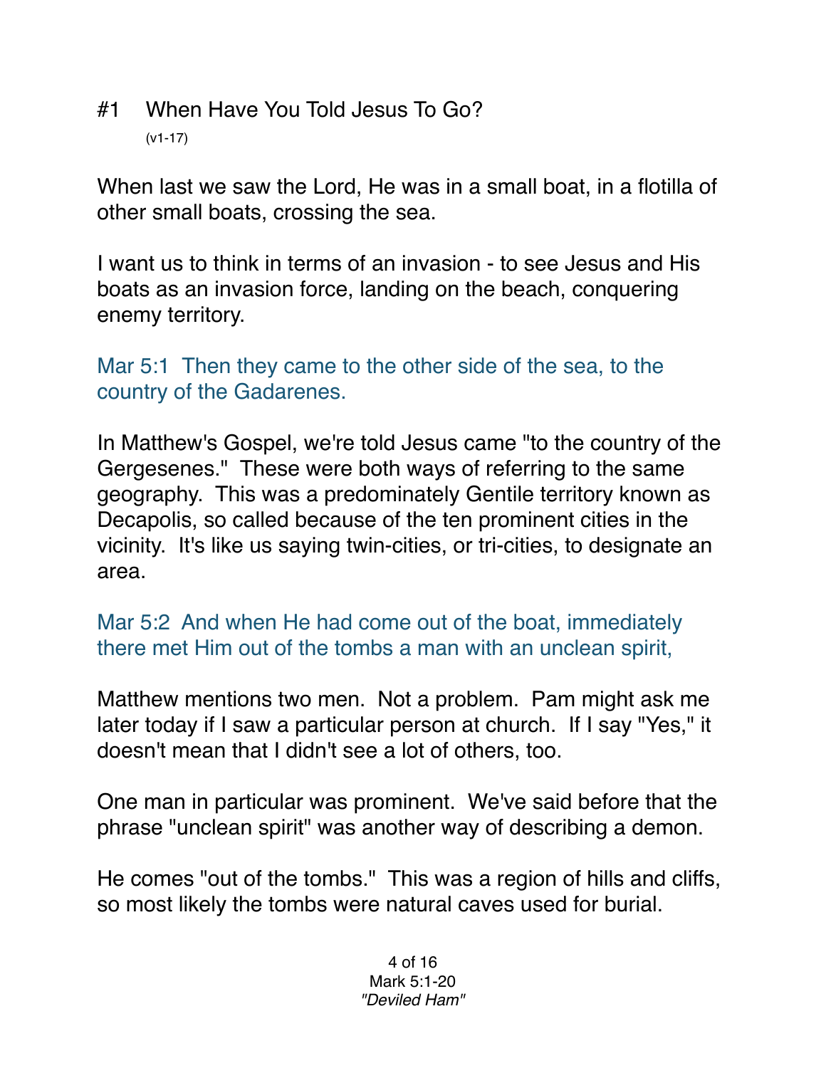## #1 When Have You Told Jesus To Go?

(v1-17)

When last we saw the Lord, He was in a small boat, in a flotilla of other small boats, crossing the sea.

I want us to think in terms of an invasion - to see Jesus and His boats as an invasion force, landing on the beach, conquering enemy territory.

Mar 5:1 Then they came to the other side of the sea, to the country of the Gadarenes.

In Matthew's Gospel, we're told Jesus came "to the country of the Gergesenes." These were both ways of referring to the same geography. This was a predominately Gentile territory known as Decapolis, so called because of the ten prominent cities in the vicinity. It's like us saying twin-cities, or tri-cities, to designate an area.

Mar 5:2 And when He had come out of the boat, immediately there met Him out of the tombs a man with an unclean spirit,

Matthew mentions two men. Not a problem. Pam might ask me later today if I saw a particular person at church. If I say "Yes," it doesn't mean that I didn't see a lot of others, too.

One man in particular was prominent. We've said before that the phrase "unclean spirit" was another way of describing a demon.

He comes "out of the tombs." This was a region of hills and cliffs, so most likely the tombs were natural caves used for burial.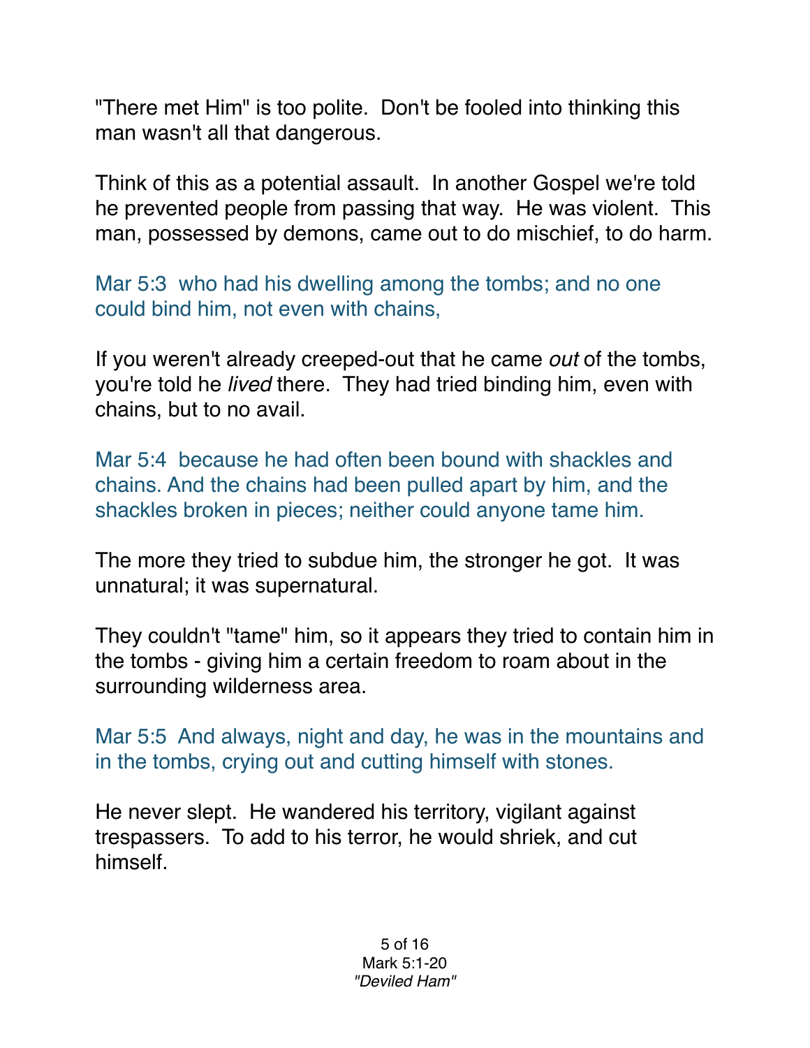"There met Him" is too polite. Don't be fooled into thinking this man wasn't all that dangerous.

Think of this as a potential assault. In another Gospel we're told he prevented people from passing that way. He was violent. This man, possessed by demons, came out to do mischief, to do harm.

Mar 5:3 who had his dwelling among the tombs; and no one could bind him, not even with chains,

If you weren't already creeped-out that he came *out* of the tombs, you're told he *lived* there. They had tried binding him, even with chains, but to no avail.

Mar 5:4 because he had often been bound with shackles and chains. And the chains had been pulled apart by him, and the shackles broken in pieces; neither could anyone tame him.

The more they tried to subdue him, the stronger he got. It was unnatural; it was supernatural.

They couldn't "tame" him, so it appears they tried to contain him in the tombs - giving him a certain freedom to roam about in the surrounding wilderness area.

Mar 5:5 And always, night and day, he was in the mountains and in the tombs, crying out and cutting himself with stones.

He never slept. He wandered his territory, vigilant against trespassers. To add to his terror, he would shriek, and cut himself.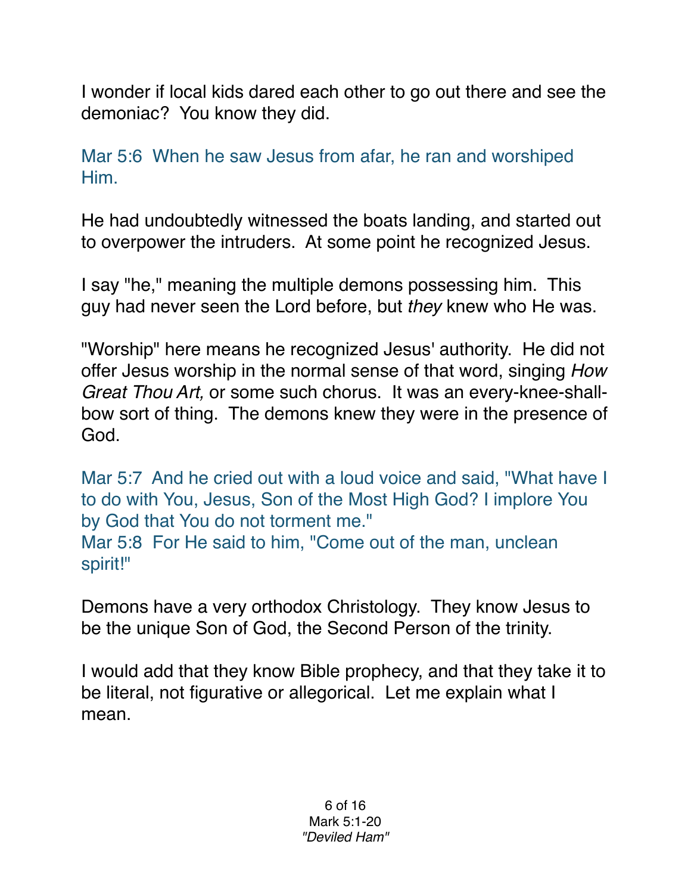I wonder if local kids dared each other to go out there and see the demoniac? You know they did.

Mar 5:6 When he saw Jesus from afar, he ran and worshiped Him.

He had undoubtedly witnessed the boats landing, and started out to overpower the intruders. At some point he recognized Jesus.

I say "he," meaning the multiple demons possessing him. This guy had never seen the Lord before, but *they* knew who He was.

"Worship" here means he recognized Jesus' authority. He did not offer Jesus worship in the normal sense of that word, singing *How Great Thou Art,* or some such chorus. It was an every-knee-shall-bow sort of thing. The demons knew they were in the presence of God.

Mar 5:7 And he cried out with a loud voice and said, "What have I to do with You, Jesus, Son of the Most High God? I implore You by God that You do not torment me."
Mar 5:8 For He said to him, "Come out of the man, unclean spirit!"

Demons have a very orthodox Christology. They know Jesus to be the unique Son of God, the Second Person of the trinity.

I would add that they know Bible prophecy, and that they take it to be literal, not figurative or allegorical. Let me explain what I mean.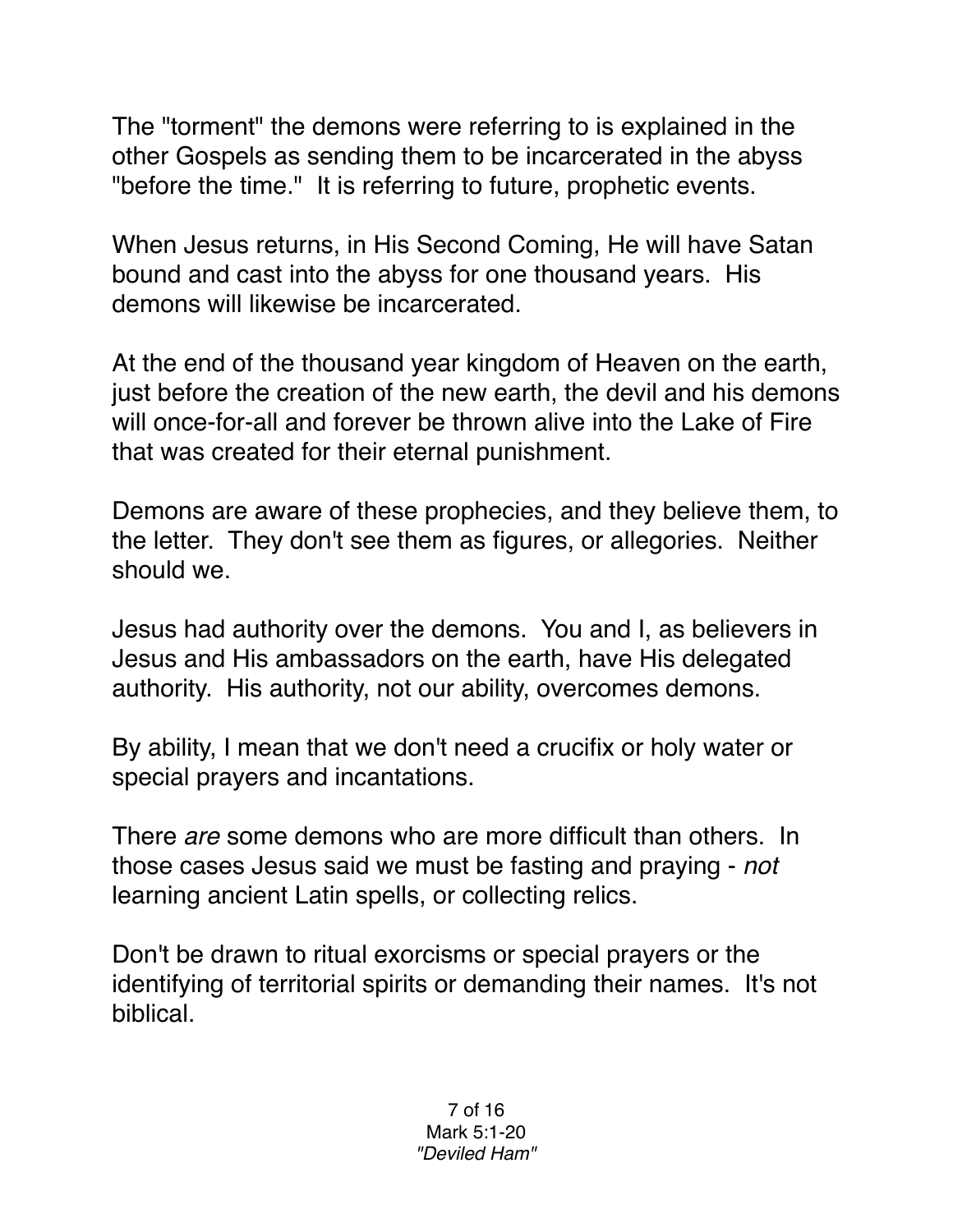The "torment" the demons were referring to is explained in the other Gospels as sending them to be incarcerated in the abyss "before the time." It is referring to future, prophetic events.

When Jesus returns, in His Second Coming, He will have Satan bound and cast into the abyss for one thousand years. His demons will likewise be incarcerated.

At the end of the thousand year kingdom of Heaven on the earth, just before the creation of the new earth, the devil and his demons will once-for-all and forever be thrown alive into the Lake of Fire that was created for their eternal punishment.

Demons are aware of these prophecies, and they believe them, to the letter. They don't see them as figures, or allegories. Neither should we.

Jesus had authority over the demons. You and I, as believers in Jesus and His ambassadors on the earth, have His delegated authority. His authority, not our ability, overcomes demons.

By ability, I mean that we don't need a crucifix or holy water or special prayers and incantations.

There *are* some demons who are more difficult than others. In those cases Jesus said we must be fasting and praying - *not* learning ancient Latin spells, or collecting relics.

Don't be drawn to ritual exorcisms or special prayers or the identifying of territorial spirits or demanding their names. It's not biblical.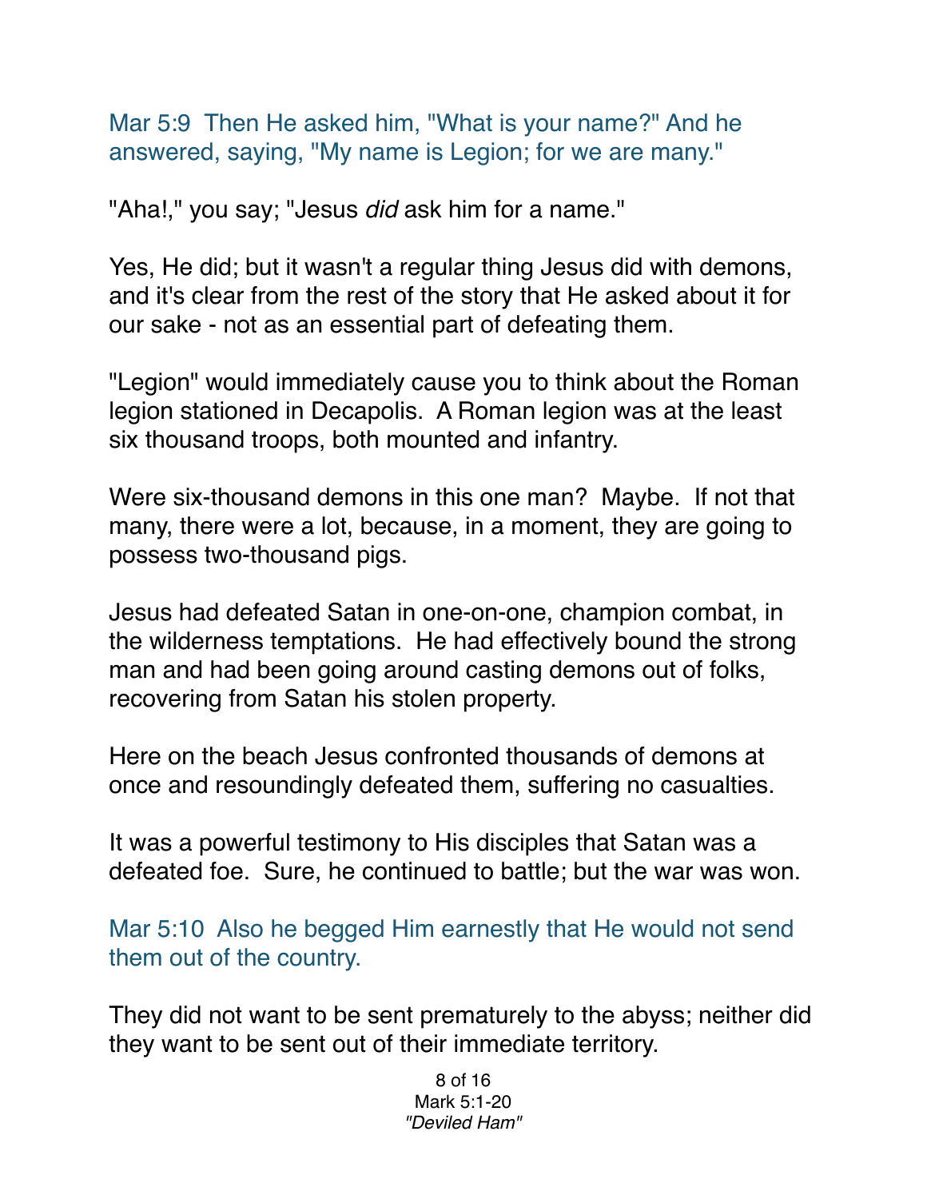Mar 5:9  Then He asked him, "What is your name?" And he answered, saying, "My name is Legion; for we are many."

"Aha!," you say; "Jesus *did* ask him for a name."

Yes, He did; but it wasn't a regular thing Jesus did with demons, and it's clear from the rest of the story that He asked about it for our sake - not as an essential part of defeating them.

"Legion" would immediately cause you to think about the Roman legion stationed in Decapolis.  A Roman legion was at the least six thousand troops, both mounted and infantry.

Were six-thousand demons in this one man?  Maybe.  If not that many, there were a lot, because, in a moment, they are going to possess two-thousand pigs.

Jesus had defeated Satan in one-on-one, champion combat, in the wilderness temptations.  He had effectively bound the strong man and had been going around casting demons out of folks, recovering from Satan his stolen property.

Here on the beach Jesus confronted thousands of demons at once and resoundingly defeated them, suffering no casualties.

It was a powerful testimony to His disciples that Satan was a defeated foe.  Sure, he continued to battle; but the war was won.

Mar 5:10  Also he begged Him earnestly that He would not send them out of the country.

They did not want to be sent prematurely to the abyss; neither did they want to be sent out of their immediate territory.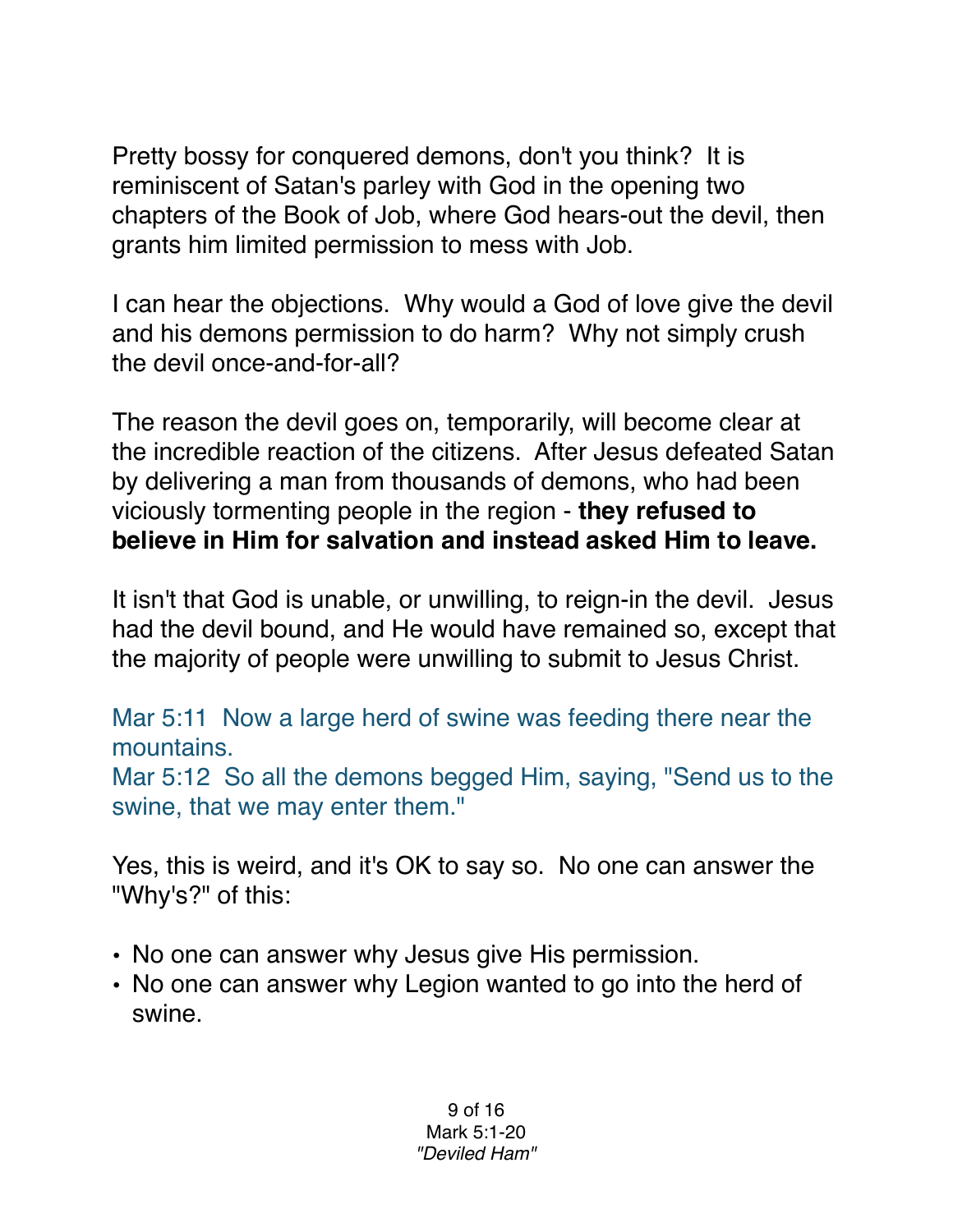Pretty bossy for conquered demons, don't you think? It is reminiscent of Satan's parley with God in the opening two chapters of the Book of Job, where God hears-out the devil, then grants him limited permission to mess with Job.

I can hear the objections. Why would a God of love give the devil and his demons permission to do harm? Why not simply crush the devil once-and-for-all?

The reason the devil goes on, temporarily, will become clear at the incredible reaction of the citizens. After Jesus defeated Satan by delivering a man from thousands of demons, who had been viciously tormenting people in the region - **they refused to believe in Him for salvation and instead asked Him to leave.**

It isn't that God is unable, or unwilling, to reign-in the devil. Jesus had the devil bound, and He would have remained so, except that the majority of people were unwilling to submit to Jesus Christ.

Mar 5:11 Now a large herd of swine was feeding there near the mountains.
Mar 5:12 So all the demons begged Him, saying, "Send us to the swine, that we may enter them."

Yes, this is weird, and it's OK to say so. No one can answer the "Why's?" of this:

- No one can answer why Jesus give His permission.
- No one can answer why Legion wanted to go into the herd of swine.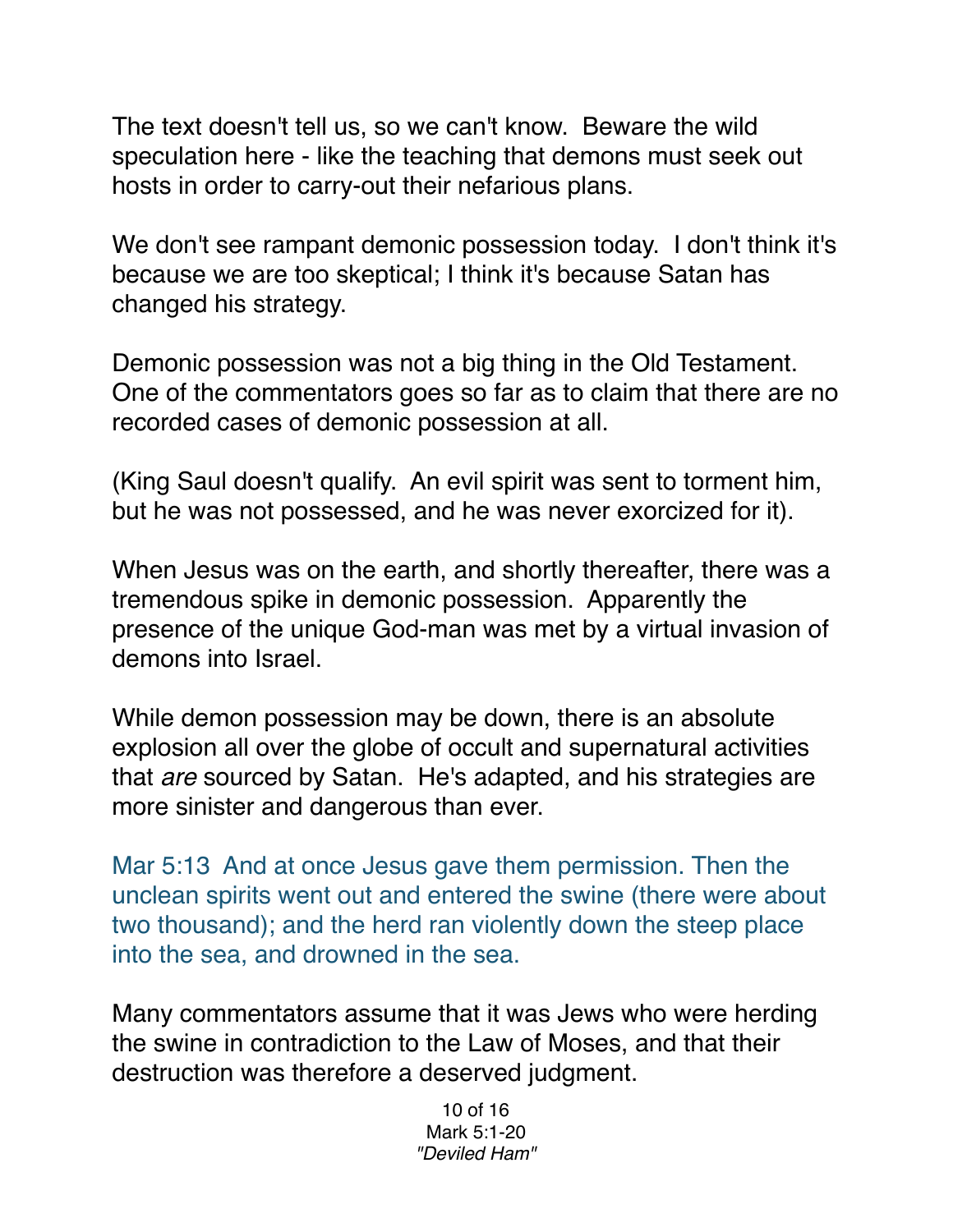The text doesn't tell us, so we can't know. Beware the wild speculation here - like the teaching that demons must seek out hosts in order to carry-out their nefarious plans.

We don't see rampant demonic possession today. I don't think it's because we are too skeptical; I think it's because Satan has changed his strategy.

Demonic possession was not a big thing in the Old Testament. One of the commentators goes so far as to claim that there are no recorded cases of demonic possession at all.

(King Saul doesn't qualify. An evil spirit was sent to torment him, but he was not possessed, and he was never exorcized for it).

When Jesus was on the earth, and shortly thereafter, there was a tremendous spike in demonic possession. Apparently the presence of the unique God-man was met by a virtual invasion of demons into Israel.

While demon possession may be down, there is an absolute explosion all over the globe of occult and supernatural activities that *are* sourced by Satan. He's adapted, and his strategies are more sinister and dangerous than ever.

Mar 5:13 And at once Jesus gave them permission. Then the unclean spirits went out and entered the swine (there were about two thousand); and the herd ran violently down the steep place into the sea, and drowned in the sea.

Many commentators assume that it was Jews who were herding the swine in contradiction to the Law of Moses, and that their destruction was therefore a deserved judgment.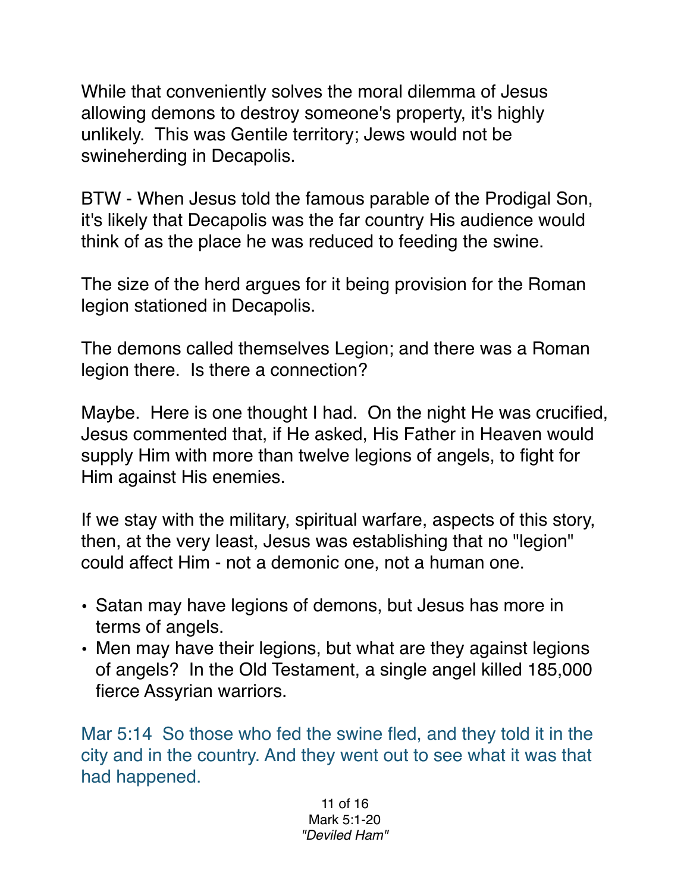While that conveniently solves the moral dilemma of Jesus allowing demons to destroy someone's property, it's highly unlikely. This was Gentile territory; Jews would not be swineherding in Decapolis.

BTW - When Jesus told the famous parable of the Prodigal Son, it's likely that Decapolis was the far country His audience would think of as the place he was reduced to feeding the swine.

The size of the herd argues for it being provision for the Roman legion stationed in Decapolis.

The demons called themselves Legion; and there was a Roman legion there. Is there a connection?

Maybe. Here is one thought I had. On the night He was crucified, Jesus commented that, if He asked, His Father in Heaven would supply Him with more than twelve legions of angels, to fight for Him against His enemies.

If we stay with the military, spiritual warfare, aspects of this story, then, at the very least, Jesus was establishing that no "legion" could affect Him - not a demonic one, not a human one.

- Satan may have legions of demons, but Jesus has more in terms of angels.
- Men may have their legions, but what are they against legions of angels? In the Old Testament, a single angel killed 185,000 fierce Assyrian warriors.

Mar 5:14 So those who fed the swine fled, and they told it in the city and in the country. And they went out to see what it was that had happened.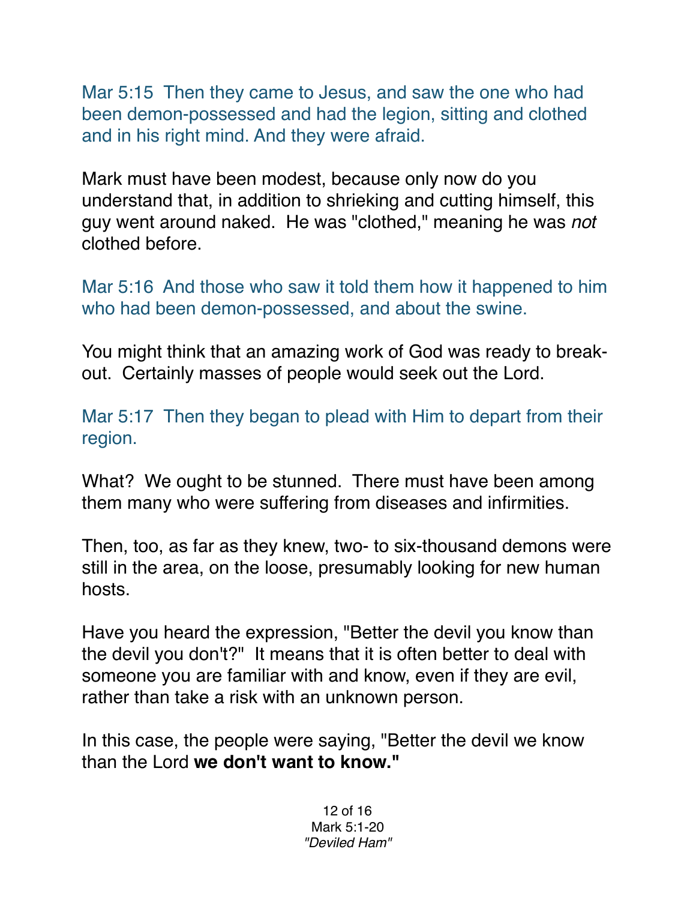Mar 5:15  Then they came to Jesus, and saw the one who had been demon-possessed and had the legion, sitting and clothed and in his right mind. And they were afraid.

Mark must have been modest, because only now do you understand that, in addition to shrieking and cutting himself, this guy went around naked.  He was "clothed," meaning he was *not* clothed before.

Mar 5:16  And those who saw it told them how it happened to him who had been demon-possessed, and about the swine.

You might think that an amazing work of God was ready to break-out.  Certainly masses of people would seek out the Lord.

Mar 5:17  Then they began to plead with Him to depart from their region.

What?  We ought to be stunned.  There must have been among them many who were suffering from diseases and infirmities.

Then, too, as far as they knew, two- to six-thousand demons were still in the area, on the loose, presumably looking for new human hosts.

Have you heard the expression, "Better the devil you know than the devil you don't?"  It means that it is often better to deal with someone you are familiar with and know, even if they are evil, rather than take a risk with an unknown person.

In this case, the people were saying, "Better the devil we know than the Lord **we don't want to know."**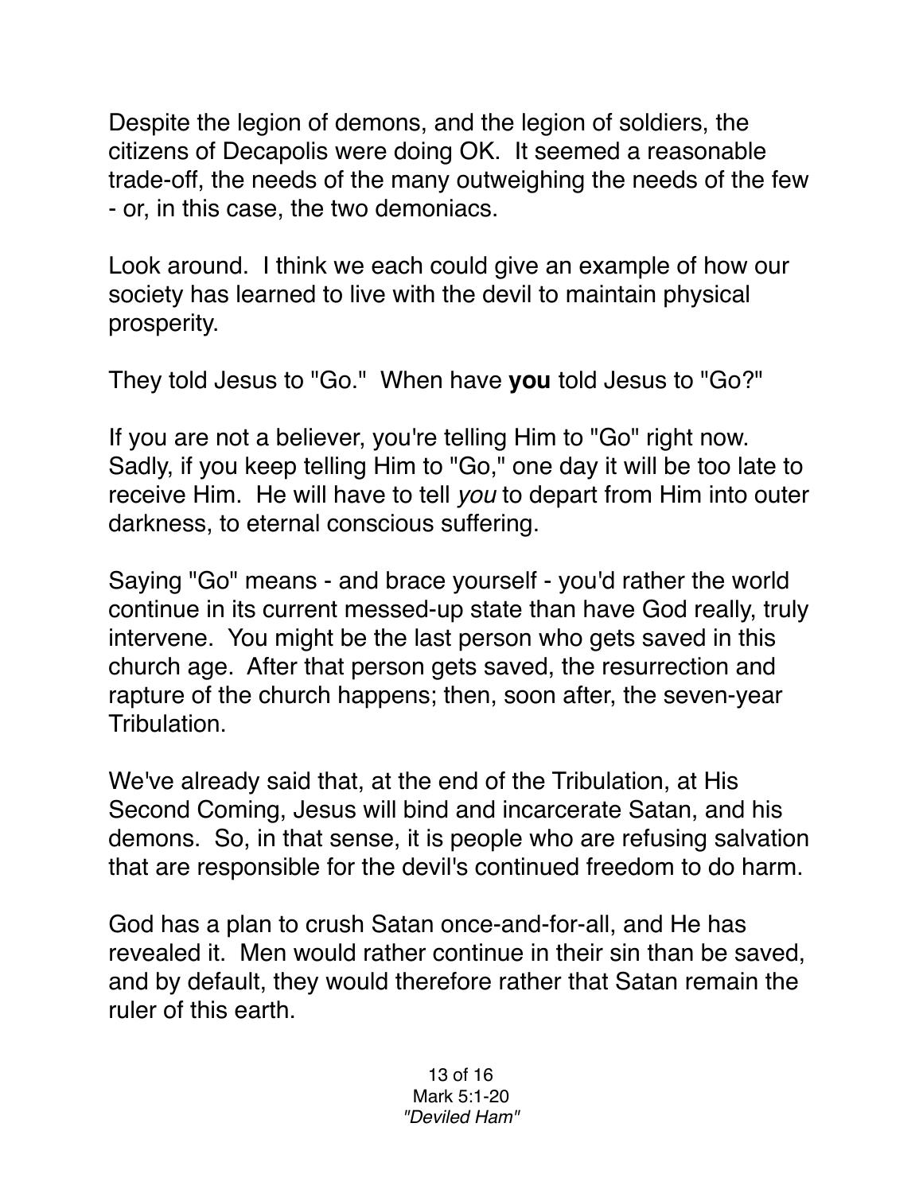Despite the legion of demons, and the legion of soldiers, the citizens of Decapolis were doing OK. It seemed a reasonable trade-off, the needs of the many outweighing the needs of the few - or, in this case, the two demoniacs.

Look around. I think we each could give an example of how our society has learned to live with the devil to maintain physical prosperity.

They told Jesus to "Go." When have **you** told Jesus to "Go?"

If you are not a believer, you're telling Him to "Go" right now. Sadly, if you keep telling Him to "Go," one day it will be too late to receive Him. He will have to tell *you* to depart from Him into outer darkness, to eternal conscious suffering.

Saying "Go" means - and brace yourself - you'd rather the world continue in its current messed-up state than have God really, truly intervene. You might be the last person who gets saved in this church age. After that person gets saved, the resurrection and rapture of the church happens; then, soon after, the seven-year Tribulation.

We've already said that, at the end of the Tribulation, at His Second Coming, Jesus will bind and incarcerate Satan, and his demons. So, in that sense, it is people who are refusing salvation that are responsible for the devil's continued freedom to do harm.

God has a plan to crush Satan once-and-for-all, and He has revealed it. Men would rather continue in their sin than be saved, and by default, they would therefore rather that Satan remain the ruler of this earth.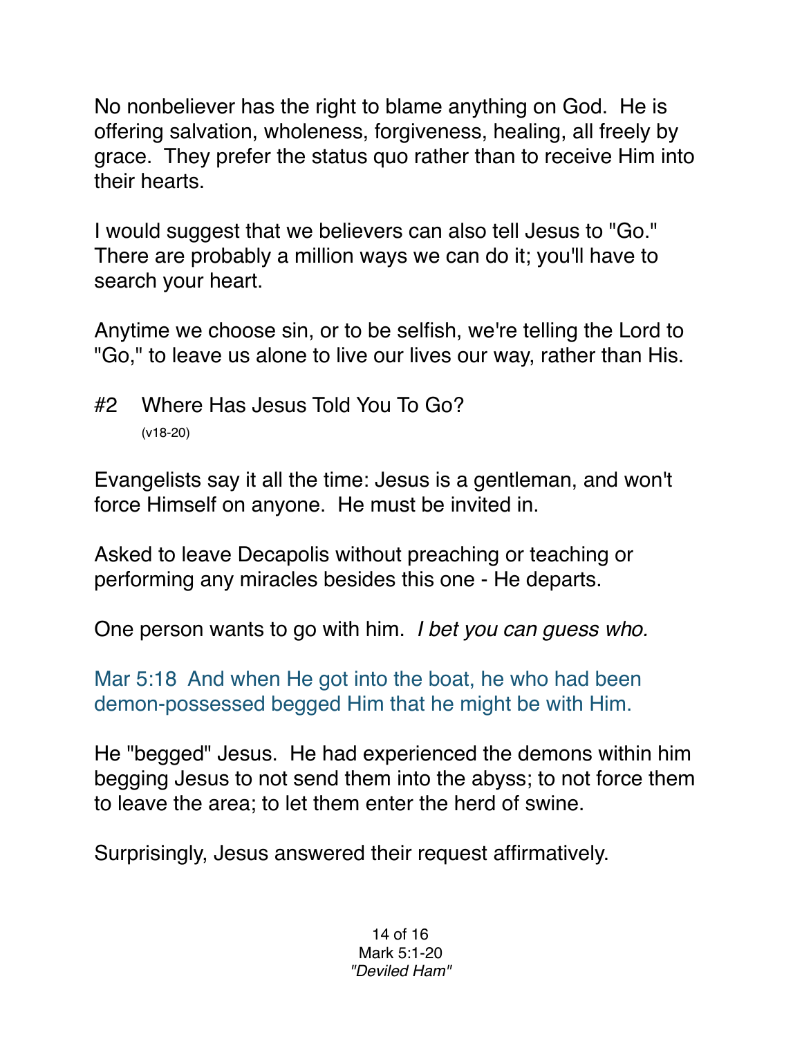No nonbeliever has the right to blame anything on God. He is offering salvation, wholeness, forgiveness, healing, all freely by grace. They prefer the status quo rather than to receive Him into their hearts.

I would suggest that we believers can also tell Jesus to "Go." There are probably a million ways we can do it; you'll have to search your heart.

Anytime we choose sin, or to be selfish, we're telling the Lord to "Go," to leave us alone to live our lives our way, rather than His.

#2 Where Has Jesus Told You To Go?
(v18-20)

Evangelists say it all the time: Jesus is a gentleman, and won't force Himself on anyone. He must be invited in.

Asked to leave Decapolis without preaching or teaching or performing any miracles besides this one - He departs.

One person wants to go with him. *I bet you can guess who.*

Mar 5:18 And when He got into the boat, he who had been demon-possessed begged Him that he might be with Him.

He "begged" Jesus. He had experienced the demons within him begging Jesus to not send them into the abyss; to not force them to leave the area; to let them enter the herd of swine.

Surprisingly, Jesus answered their request affirmatively.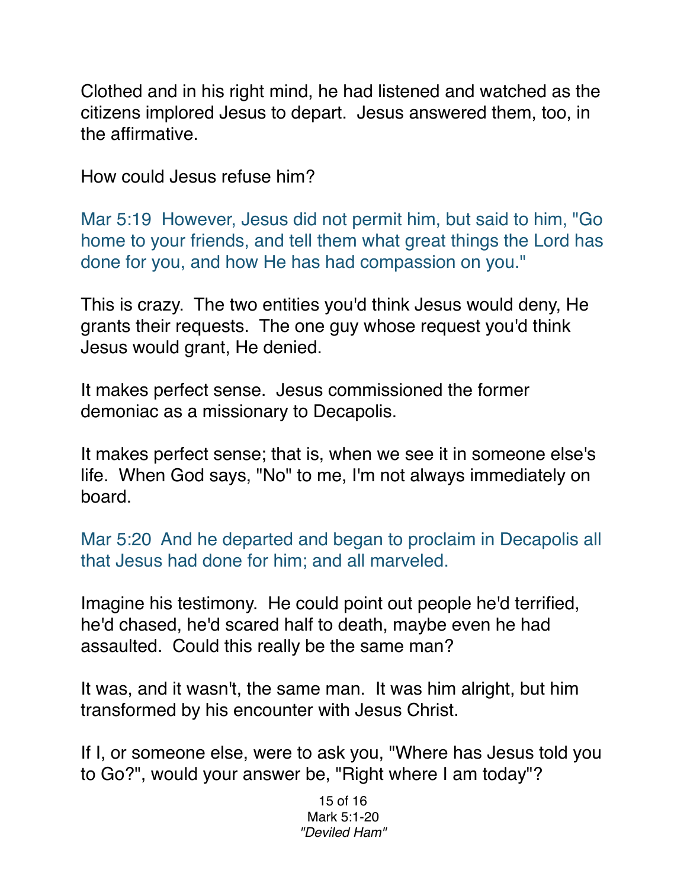Clothed and in his right mind, he had listened and watched as the citizens implored Jesus to depart. Jesus answered them, too, in the affirmative.

How could Jesus refuse him?

Mar 5:19 However, Jesus did not permit him, but said to him, "Go home to your friends, and tell them what great things the Lord has done for you, and how He has had compassion on you."

This is crazy. The two entities you'd think Jesus would deny, He grants their requests. The one guy whose request you'd think Jesus would grant, He denied.

It makes perfect sense. Jesus commissioned the former demoniac as a missionary to Decapolis.

It makes perfect sense; that is, when we see it in someone else's life. When God says, "No" to me, I'm not always immediately on board.

Mar 5:20 And he departed and began to proclaim in Decapolis all that Jesus had done for him; and all marveled.

Imagine his testimony. He could point out people he'd terrified, he'd chased, he'd scared half to death, maybe even he had assaulted. Could this really be the same man?

It was, and it wasn't, the same man. It was him alright, but him transformed by his encounter with Jesus Christ.

If I, or someone else, were to ask you, "Where has Jesus told you to Go?", would your answer be, "Right where I am today"?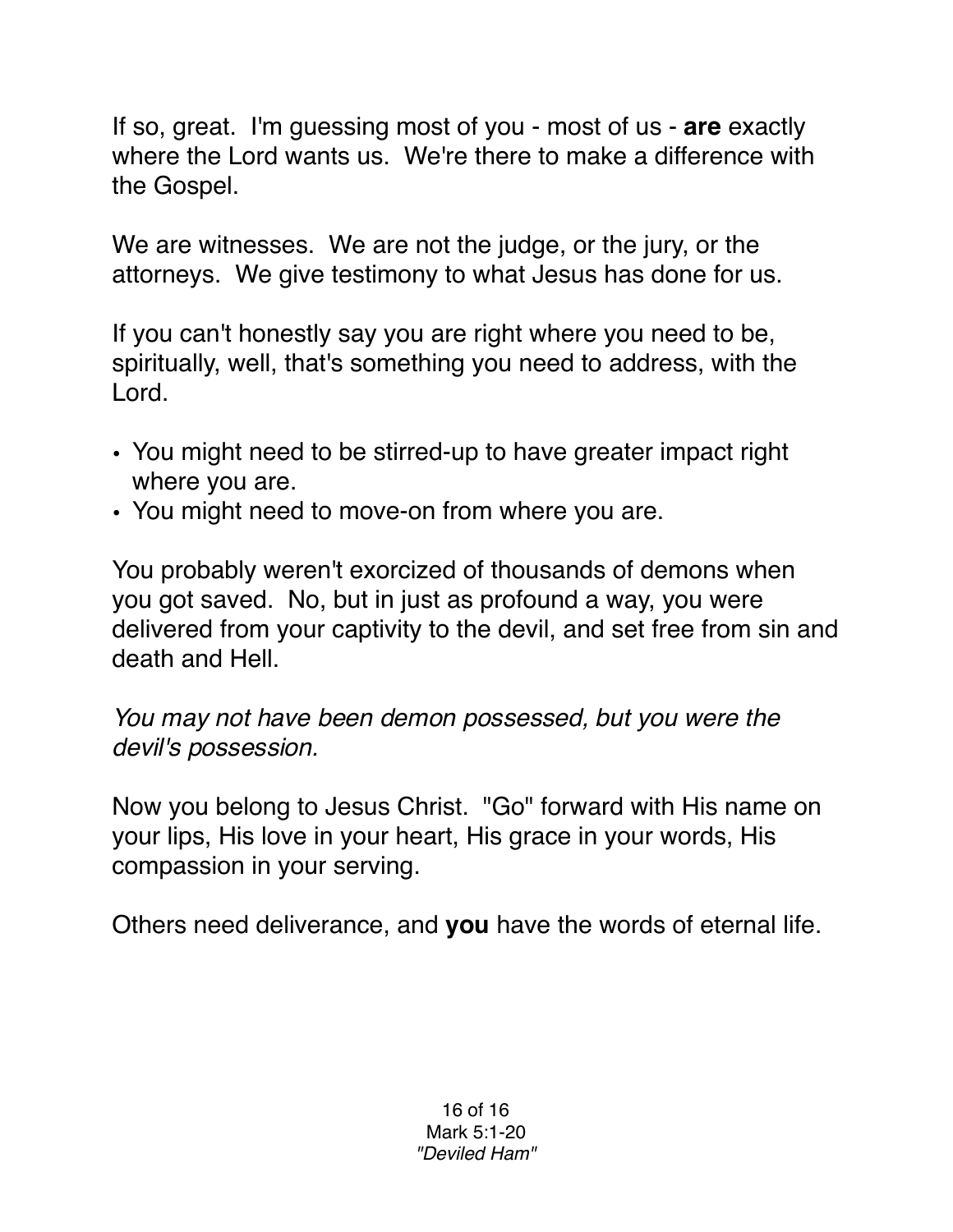If so, great. I'm guessing most of you - most of us - **are** exactly where the Lord wants us. We're there to make a difference with the Gospel.

We are witnesses. We are not the judge, or the jury, or the attorneys. We give testimony to what Jesus has done for us.

If you can't honestly say you are right where you need to be, spiritually, well, that's something you need to address, with the Lord.

- You might need to be stirred-up to have greater impact right where you are.
- You might need to move-on from where you are.

You probably weren't exorcized of thousands of demons when you got saved. No, but in just as profound a way, you were delivered from your captivity to the devil, and set free from sin and death and Hell.

*You may not have been demon possessed, but you were the devil's possession.*

Now you belong to Jesus Christ. "Go" forward with His name on your lips, His love in your heart, His grace in your words, His compassion in your serving.

Others need deliverance, and **you** have the words of eternal life.